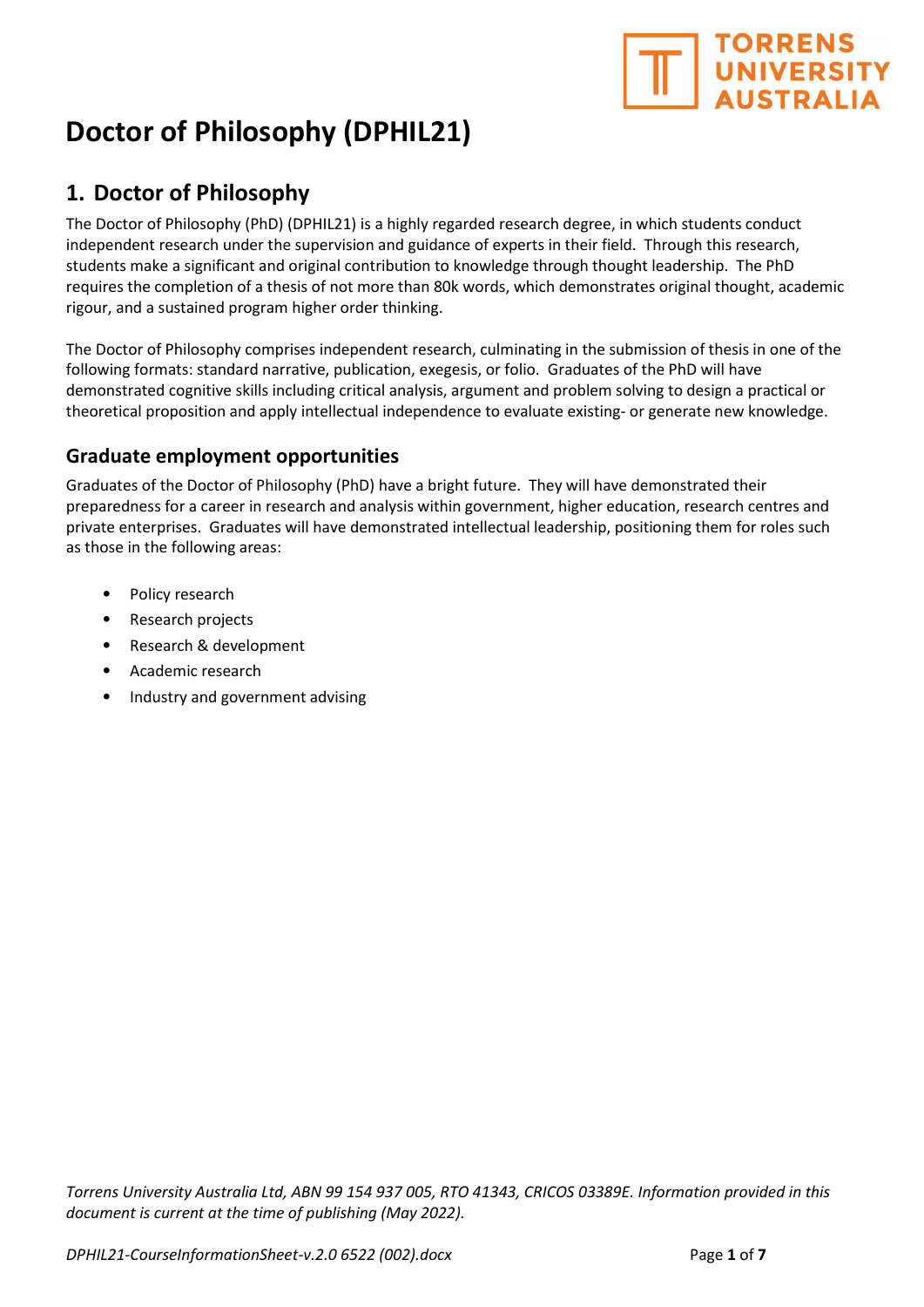# Doctor of Philosophy (DPHIL21)

## 1. Doctor of Philosophy

The Doctor of Philosophy (PhD) (DPHIL21) is a highly regarded research degree, in which students conduct independent research under the supervision and guidance of experts in their field. Through this research, students make a significant and original contribution to knowledge through thought leadership. The PhD requires the completion of a thesis of not more than 80k words, which demonstrates original thought, academic rigour, and a sustained program higher order thinking.

The Doctor of Philosophy comprises independent research, culminating in the submission of thesis in one of the following formats: standard narrative, publication, exegesis, or folio. Graduates of the PhD will have demonstrated cognitive skills including critical analysis, argument and problem solving to design a practical or theoretical proposition and apply intellectual independence to evaluate existing- or generate new knowledge.

### Graduate employment opportunities

Graduates of the Doctor of Philosophy (PhD) have a bright future. They will have demonstrated their preparedness for a career in research and analysis within government, higher education, research centres and private enterprises. Graduates will have demonstrated intellectual leadership, positioning them for roles such as those in the following areas:

- Policy research
- Research projects
- Research & development
- Academic research
- Industry and government advising

*Torrens University Australia Ltd, ABN 99 154 937 005, RTO 41343, CRICOS 03389E. Information provided in this document is current at the time of publishing (May 2022).*

*DPHIL21-CourseInformationSheet-v.2.0 6522 (002).docx*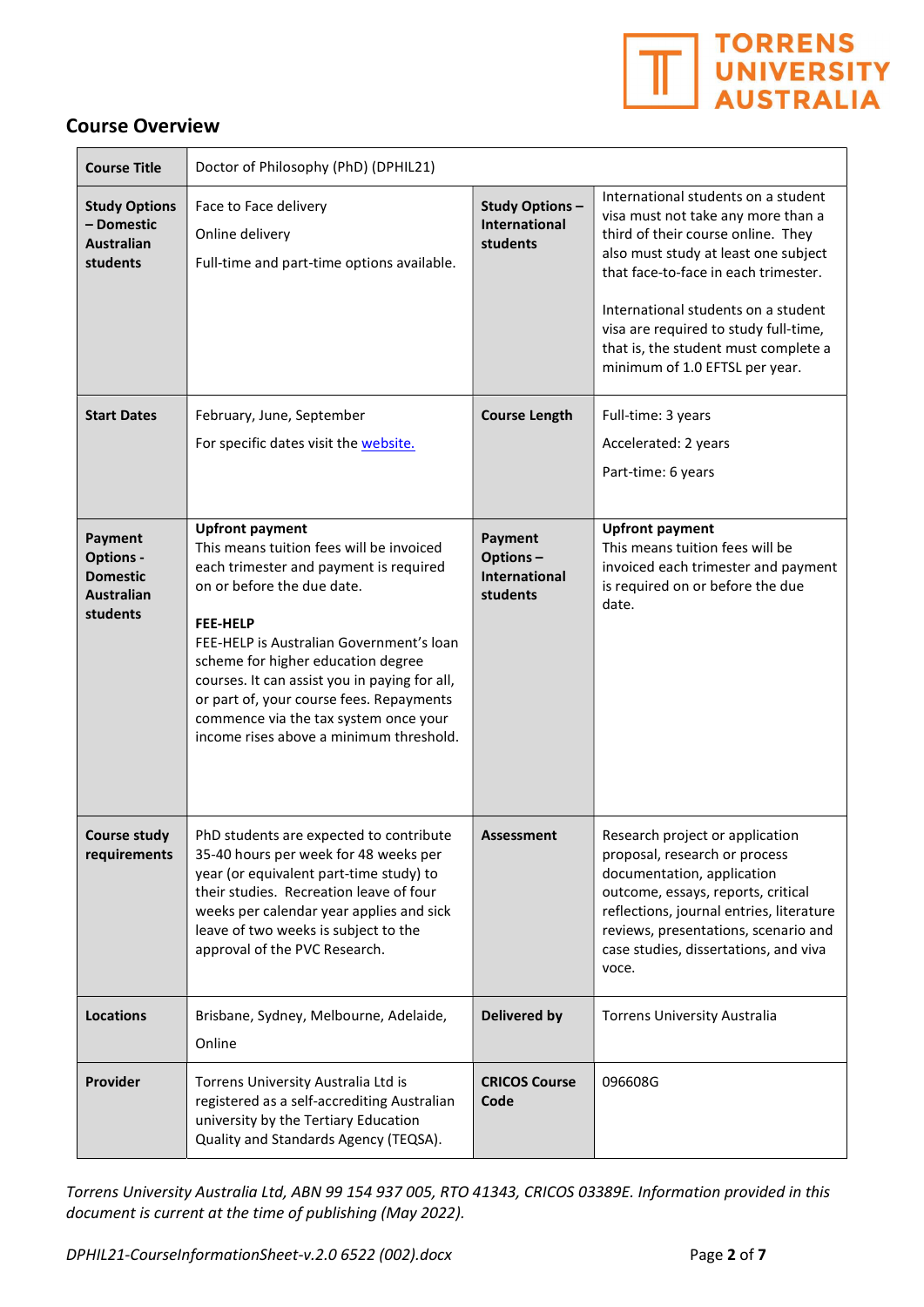## Course Overview

| Course Title | Doctor of Philosophy (PhD) (DPHIL21) | | |
|---|---|---|---|
| **Study Options – Domestic Australian students** | Face to Face delivery<br><br>Online delivery<br><br>Full-time and part-time options available. | **Study Options – International students** | International students on a student visa must not take any more than a third of their course online. They also must study at least one subject that face-to-face in each trimester.<br><br>International students on a student visa are required to study full-time, that is, the student must complete a minimum of 1.0 EFTSL per year. |
| **Start Dates** | February, June, September<br><br>For specific dates visit the website. | **Course Length** | Full-time: 3 years<br><br>Accelerated: 2 years<br><br>Part-time: 6 years |
| **Payment Options - Domestic Australian students** | **Upfront payment**<br>This means tuition fees will be invoiced each trimester and payment is required on or before the due date.<br><br>**FEE-HELP**<br>FEE-HELP is Australian Government's loan scheme for higher education degree courses. It can assist you in paying for all, or part of, your course fees. Repayments commence via the tax system once your income rises above a minimum threshold. | **Payment Options – International students** | **Upfront payment**<br>This means tuition fees will be invoiced each trimester and payment is required on or before the due date. |
| **Course study requirements** | PhD students are expected to contribute 35-40 hours per week for 48 weeks per year (or equivalent part-time study) to their studies. Recreation leave of four weeks per calendar year applies and sick leave of two weeks is subject to the approval of the PVC Research. | **Assessment** | Research project or application proposal, research or process documentation, application outcome, essays, reports, critical reflections, journal entries, literature reviews, presentations, scenario and case studies, dissertations, and viva voce. |
| **Locations** | Brisbane, Sydney, Melbourne, Adelaide,<br><br>Online | **Delivered by** | Torrens University Australia |
| **Provider** | Torrens University Australia Ltd is registered as a self-accrediting Australian university by the Tertiary Education Quality and Standards Agency (TEQSA). | **CRICOS Course Code** | 096608G |

*Torrens University Australia Ltd, ABN 99 154 937 005, RTO 41343, CRICOS 03389E. Information provided in this document is current at the time of publishing (May 2022).*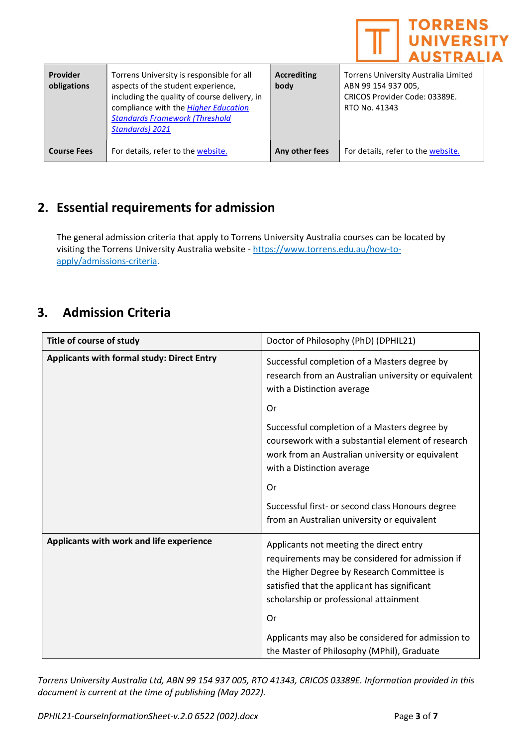| **Provider obligations** | Torrens University is responsible for all aspects of the student experience, including the quality of course delivery, in compliance with the *Higher Education Standards Framework (Threshold Standards) 2021* | **Accrediting body** | Torrens University Australia Limited ABN 99 154 937 005, CRICOS Provider Code: 03389E. RTO No. 41343 |
|---|---|---|---|
| **Course Fees** | For details, refer to the website. | **Any other fees** | For details, refer to the website. |

## 2. Essential requirements for admission

The general admission criteria that apply to Torrens University Australia courses can be located by visiting the Torrens University Australia website - https://www.torrens.edu.au/how-to-apply/admissions-criteria.

## 3. Admission Criteria

| **Title of course of study** | Doctor of Philosophy (PhD) (DPHIL21) |
|---|---|
| **Applicants with formal study: Direct Entry** | Successful completion of a Masters degree by research from an Australian university or equivalent with a Distinction average<br><br>Or<br><br>Successful completion of a Masters degree by coursework with a substantial element of research work from an Australian university or equivalent with a Distinction average<br><br>Or<br><br>Successful first- or second class Honours degree from an Australian university or equivalent |
| **Applicants with work and life experience** | Applicants not meeting the direct entry requirements may be considered for admission if the Higher Degree by Research Committee is satisfied that the applicant has significant scholarship or professional attainment<br><br>Or<br><br>Applicants may also be considered for admission to the Master of Philosophy (MPhil), Graduate |

*Torrens University Australia Ltd, ABN 99 154 937 005, RTO 41343, CRICOS 03389E. Information provided in this document is current at the time of publishing (May 2022).*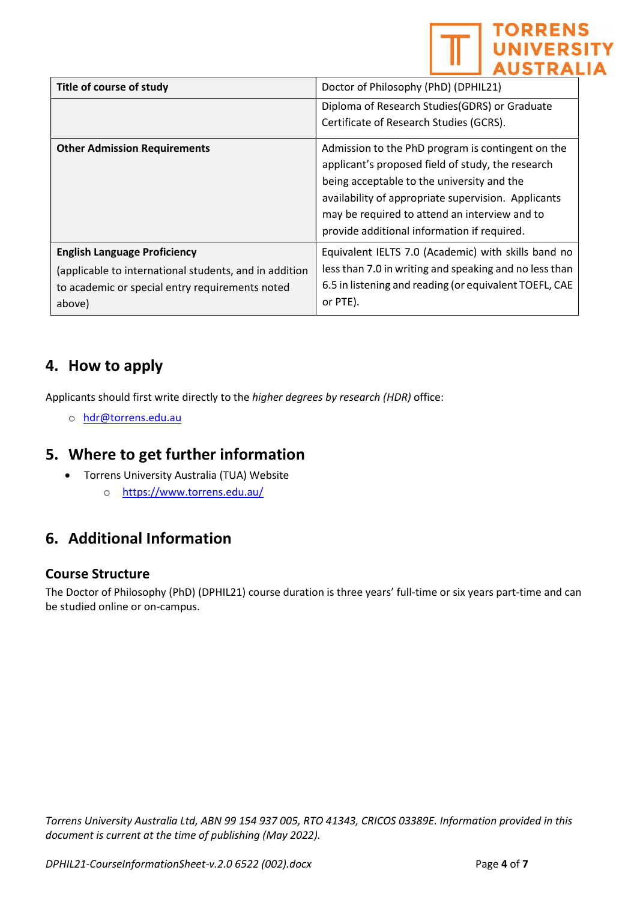| Title of course of study | Doctor of Philosophy (PhD) (DPHIL21) |
|---|---|
| | Diploma of Research Studies(GDRS) or Graduate Certificate of Research Studies (GCRS). |
| **Other Admission Requirements** | Admission to the PhD program is contingent on the applicant's proposed field of study, the research being acceptable to the university and the availability of appropriate supervision. Applicants may be required to attend an interview and to provide additional information if required. |
| **English Language Proficiency** (applicable to international students, and in addition to academic or special entry requirements noted above) | Equivalent IELTS 7.0 (Academic) with skills band no less than 7.0 in writing and speaking and no less than 6.5 in listening and reading (or equivalent TOEFL, CAE or PTE). |

## 4. How to apply

Applicants should first write directly to the *higher degrees by research (HDR)* office:

- hdr@torrens.edu.au

## 5. Where to get further information

- Torrens University Australia (TUA) Website
  - https://www.torrens.edu.au/

## 6. Additional Information

### Course Structure

The Doctor of Philosophy (PhD) (DPHIL21) course duration is three years' full-time or six years part-time and can be studied online or on-campus.

*Torrens University Australia Ltd, ABN 99 154 937 005, RTO 41343, CRICOS 03389E. Information provided in this document is current at the time of publishing (May 2022).*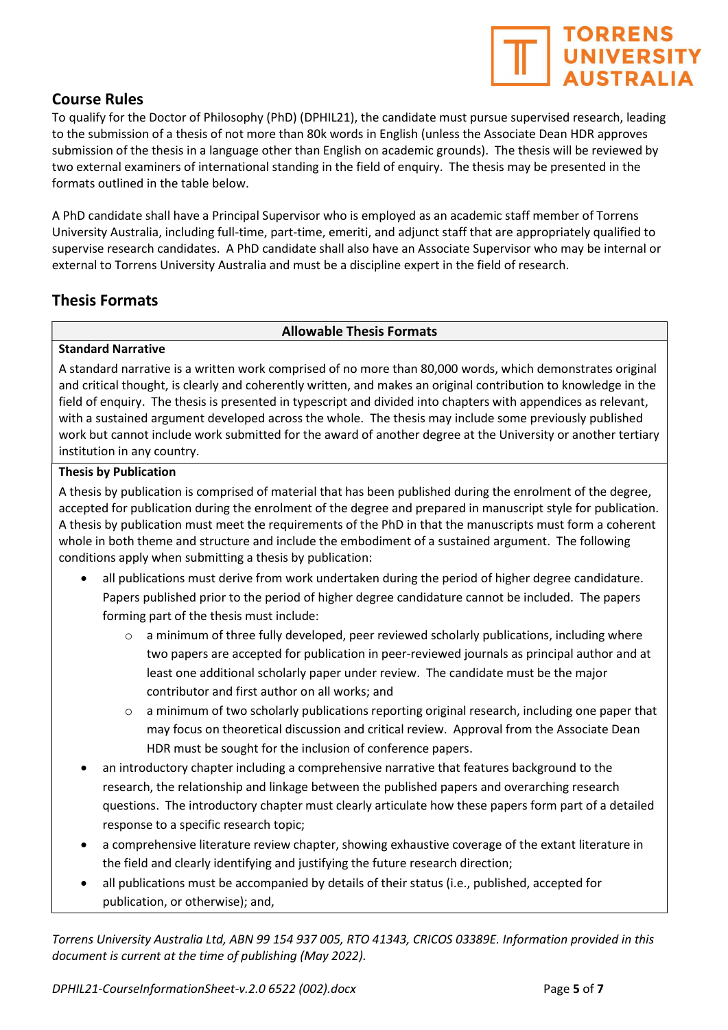## Course Rules

To qualify for the Doctor of Philosophy (PhD) (DPHIL21), the candidate must pursue supervised research, leading to the submission of a thesis of not more than 80k words in English (unless the Associate Dean HDR approves submission of the thesis in a language other than English on academic grounds). The thesis will be reviewed by two external examiners of international standing in the field of enquiry. The thesis may be presented in the formats outlined in the table below.

A PhD candidate shall have a Principal Supervisor who is employed as an academic staff member of Torrens University Australia, including full-time, part-time, emeriti, and adjunct staff that are appropriately qualified to supervise research candidates. A PhD candidate shall also have an Associate Supervisor who may be internal or external to Torrens University Australia and must be a discipline expert in the field of research.

## Thesis Formats

**Allowable Thesis Formats**

**Standard Narrative**

A standard narrative is a written work comprised of no more than 80,000 words, which demonstrates original and critical thought, is clearly and coherently written, and makes an original contribution to knowledge in the field of enquiry. The thesis is presented in typescript and divided into chapters with appendices as relevant, with a sustained argument developed across the whole. The thesis may include some previously published work but cannot include work submitted for the award of another degree at the University or another tertiary institution in any country.

**Thesis by Publication**

A thesis by publication is comprised of material that has been published during the enrolment of the degree, accepted for publication during the enrolment of the degree and prepared in manuscript style for publication. A thesis by publication must meet the requirements of the PhD in that the manuscripts must form a coherent whole in both theme and structure and include the embodiment of a sustained argument. The following conditions apply when submitting a thesis by publication:

- all publications must derive from work undertaken during the period of higher degree candidature. Papers published prior to the period of higher degree candidature cannot be included. The papers forming part of the thesis must include:
  - a minimum of three fully developed, peer reviewed scholarly publications, including where two papers are accepted for publication in peer-reviewed journals as principal author and at least one additional scholarly paper under review. The candidate must be the major contributor and first author on all works; and
  - a minimum of two scholarly publications reporting original research, including one paper that may focus on theoretical discussion and critical review. Approval from the Associate Dean HDR must be sought for the inclusion of conference papers.
- an introductory chapter including a comprehensive narrative that features background to the research, the relationship and linkage between the published papers and overarching research questions. The introductory chapter must clearly articulate how these papers form part of a detailed response to a specific research topic;
- a comprehensive literature review chapter, showing exhaustive coverage of the extant literature in the field and clearly identifying and justifying the future research direction;
- all publications must be accompanied by details of their status (i.e., published, accepted for publication, or otherwise); and,

*Torrens University Australia Ltd, ABN 99 154 937 005, RTO 41343, CRICOS 03389E. Information provided in this document is current at the time of publishing (May 2022).*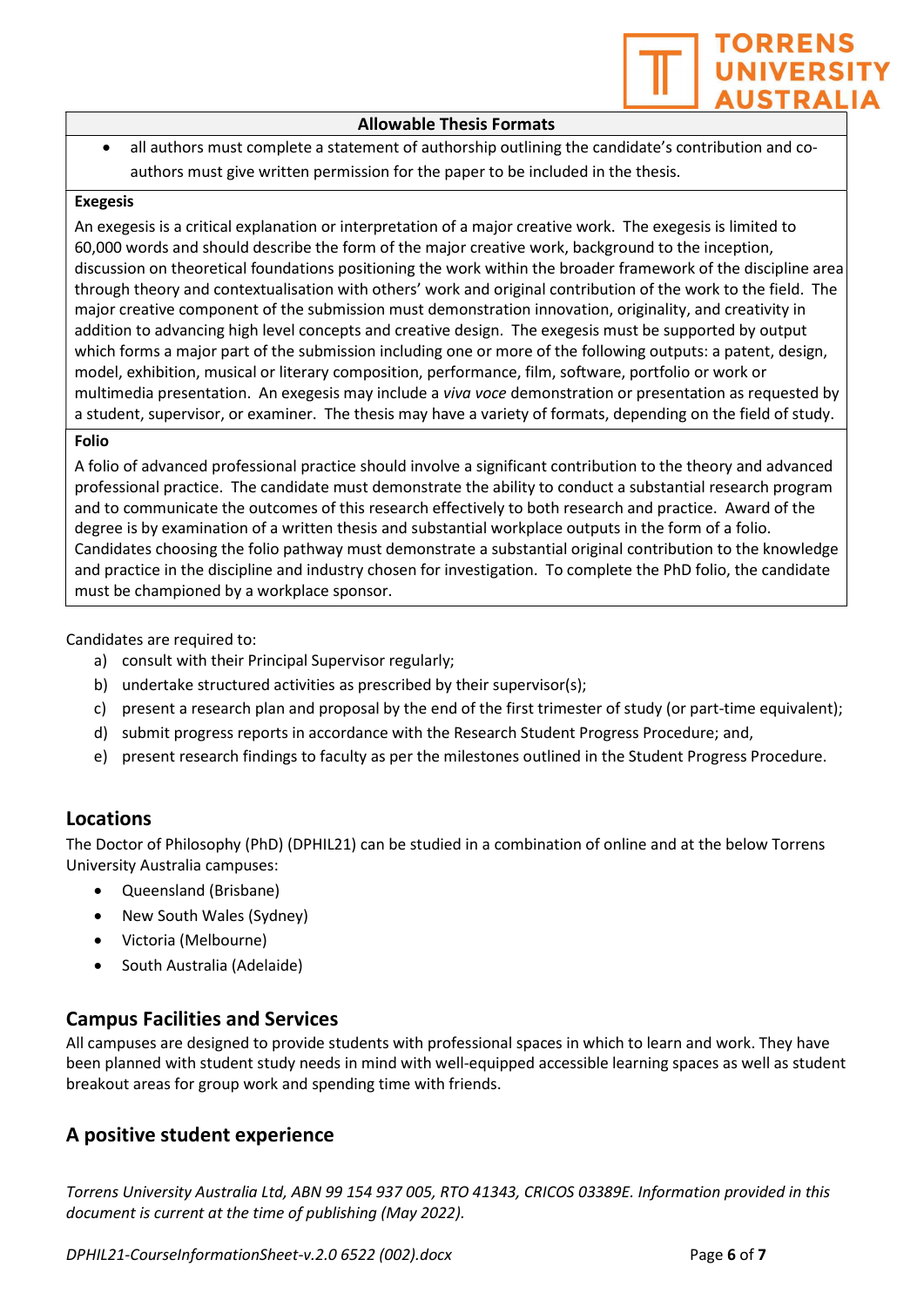| Allowable Thesis Formats |
|---|
| • all authors must complete a statement of authorship outlining the candidate's contribution and co-authors must give written permission for the paper to be included in the thesis. |
| **Exegesis** |
| An exegesis is a critical explanation or interpretation of a major creative work. The exegesis is limited to 60,000 words and should describe the form of the major creative work, background to the inception, discussion on theoretical foundations positioning the work within the broader framework of the discipline area through theory and contextualisation with others' work and original contribution of the work to the field. The major creative component of the submission must demonstration innovation, originality, and creativity in addition to advancing high level concepts and creative design. The exegesis must be supported by output which forms a major part of the submission including one or more of the following outputs: a patent, design, model, exhibition, musical or literary composition, performance, film, software, portfolio or work or multimedia presentation. An exegesis may include a *viva voce* demonstration or presentation as requested by a student, supervisor, or examiner. The thesis may have a variety of formats, depending on the field of study. |
| **Folio** |
| A folio of advanced professional practice should involve a significant contribution to the theory and advanced professional practice. The candidate must demonstrate the ability to conduct a substantial research program and to communicate the outcomes of this research effectively to both research and practice. Award of the degree is by examination of a written thesis and substantial workplace outputs in the form of a folio. Candidates choosing the folio pathway must demonstrate a substantial original contribution to the knowledge and practice in the discipline and industry chosen for investigation. To complete the PhD folio, the candidate must be championed by a workplace sponsor. |

Candidates are required to:

a) consult with their Principal Supervisor regularly;
b) undertake structured activities as prescribed by their supervisor(s);
c) present a research plan and proposal by the end of the first trimester of study (or part-time equivalent);
d) submit progress reports in accordance with the Research Student Progress Procedure; and,
e) present research findings to faculty as per the milestones outlined in the Student Progress Procedure.

## Locations

The Doctor of Philosophy (PhD) (DPHIL21) can be studied in a combination of online and at the below Torrens University Australia campuses:

- Queensland (Brisbane)
- New South Wales (Sydney)
- Victoria (Melbourne)
- South Australia (Adelaide)

## Campus Facilities and Services

All campuses are designed to provide students with professional spaces in which to learn and work. They have been planned with student study needs in mind with well-equipped accessible learning spaces as well as student breakout areas for group work and spending time with friends.

## A positive student experience

*Torrens University Australia Ltd, ABN 99 154 937 005, RTO 41343, CRICOS 03389E. Information provided in this document is current at the time of publishing (May 2022).*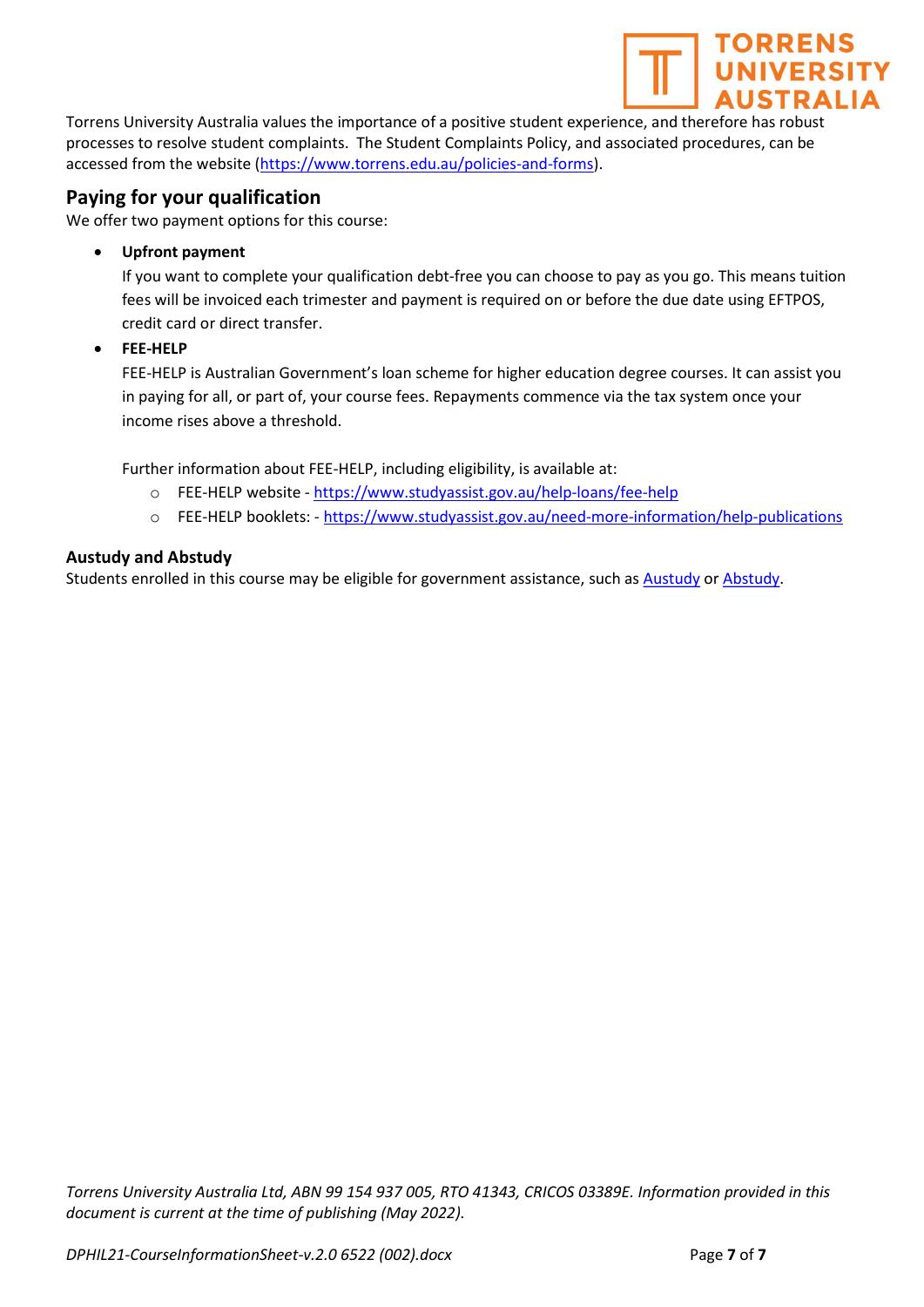Torrens University Australia values the importance of a positive student experience, and therefore has robust processes to resolve student complaints. The Student Complaints Policy, and associated procedures, can be accessed from the website (https://www.torrens.edu.au/policies-and-forms).

## Paying for your qualification

We offer two payment options for this course:

- **Upfront payment**

  If you want to complete your qualification debt-free you can choose to pay as you go. This means tuition fees will be invoiced each trimester and payment is required on or before the due date using EFTPOS, credit card or direct transfer.

- **FEE-HELP**

  FEE-HELP is Australian Government's loan scheme for higher education degree courses. It can assist you in paying for all, or part of, your course fees. Repayments commence via the tax system once your income rises above a threshold.

  Further information about FEE-HELP, including eligibility, is available at:
  - FEE-HELP website - https://www.studyassist.gov.au/help-loans/fee-help
  - FEE-HELP booklets: - https://www.studyassist.gov.au/need-more-information/help-publications

### Austudy and Abstudy

Students enrolled in this course may be eligible for government assistance, such as Austudy or Abstudy.

*Torrens University Australia Ltd, ABN 99 154 937 005, RTO 41343, CRICOS 03389E. Information provided in this document is current at the time of publishing (May 2022).*